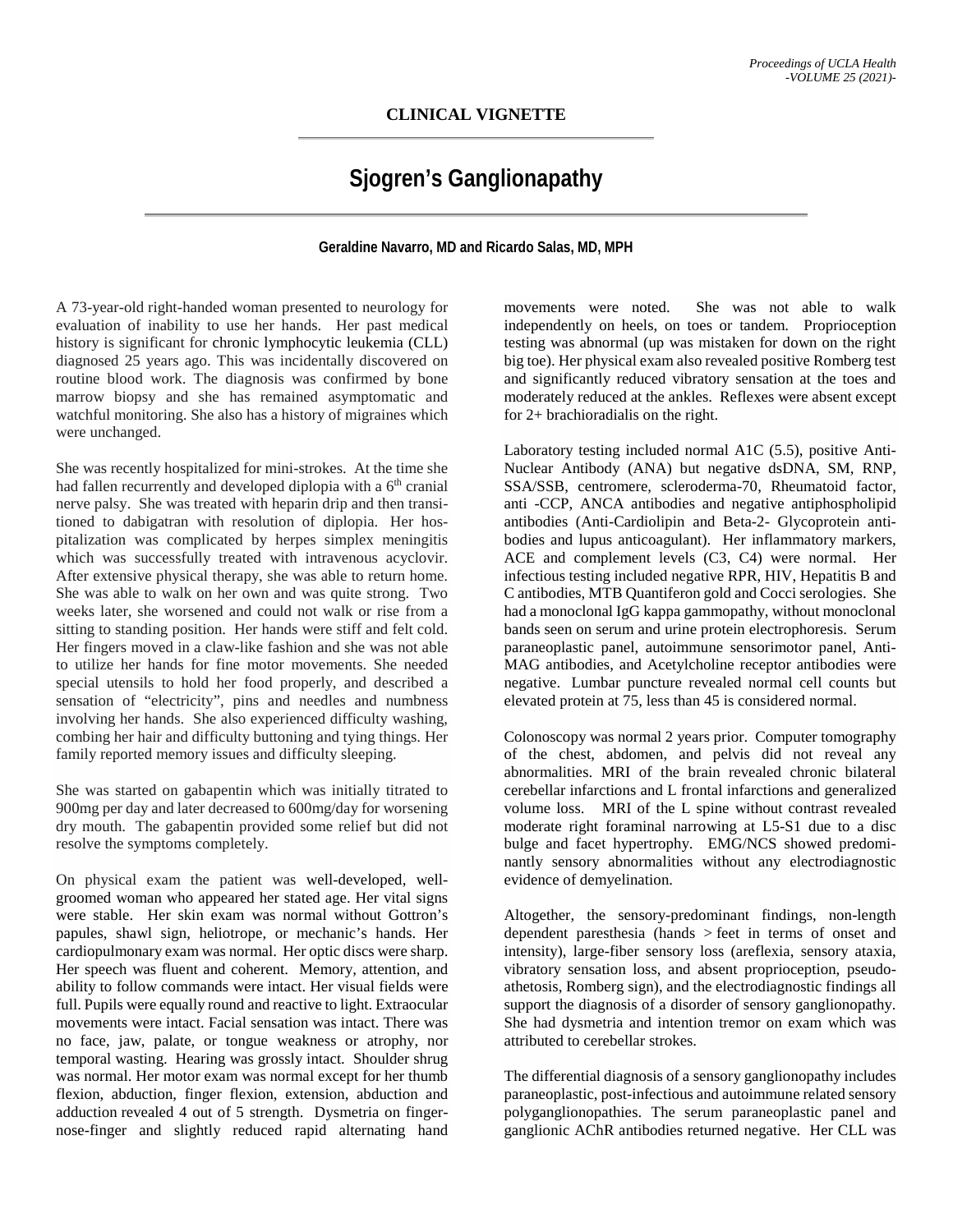CLINICAL VIGNETTE

# Sjogren's Ganglionapathy

**Geraldine Navarro, MD and Ricardo Salas, MD, MPH**

A 73-year-old right-handed woman presented to neurology for evaluation of inability to use her hands. Her past medical history is significant for chronic lymphocytic leukemia (CLL) diagnosed 25 years ago. This was incidentally discovered on routine blood work. The diagnosis was confirmed by bone marrow biopsy and she has remained asymptomatic and watchful monitoring. She also has a history of migraines which were unchanged.

She was recently hospitalized for mini-strokes. At the time she had fallen recurrently and developed diplopia with a 6th cranial nerve palsy. She was treated with heparin drip and then transitioned to dabigatran with resolution of diplopia. Her hospitalization was complicated by herpes simplex meningitis which was successfully treated with intravenous acyclovir. After extensive physical therapy, she was able to return home. She was able to walk on her own and was quite strong. Two weeks later, she worsened and could not walk or rise from a sitting to standing position. Her hands were stiff and felt cold. Her fingers moved in a claw-like fashion and she was not able to utilize her hands for fine motor movements. She needed special utensils to hold her food properly, and described a sensation of "electricity", pins and needles and numbness involving her hands. She also experienced difficulty washing, combing her hair and difficulty buttoning and tying things. Her family reported memory issues and difficulty sleeping.

She was started on gabapentin which was initially titrated to 900mg per day and later decreased to 600mg/day for worsening dry mouth. The gabapentin provided some relief but did not resolve the symptoms completely.

On physical exam the patient was well-developed, well-groomed woman who appeared her stated age. Her vital signs were stable. Her skin exam was normal without Gottron's papules, shawl sign, heliotrope, or mechanic's hands. Her cardiopulmonary exam was normal. Her optic discs were sharp. Her speech was fluent and coherent. Memory, attention, and ability to follow commands were intact. Her visual fields were full. Pupils were equally round and reactive to light. Extraocular movements were intact. Facial sensation was intact. There was no face, jaw, palate, or tongue weakness or atrophy, nor temporal wasting. Hearing was grossly intact. Shoulder shrug was normal. Her motor exam was normal except for her thumb flexion, abduction, finger flexion, extension, abduction and adduction revealed 4 out of 5 strength. Dysmetria on finger-nose-finger and slightly reduced rapid alternating hand movements were noted. She was not able to walk independently on heels, on toes or tandem. Proprioception testing was abnormal (up was mistaken for down on the right big toe). Her physical exam also revealed positive Romberg test and significantly reduced vibratory sensation at the toes and moderately reduced at the ankles. Reflexes were absent except for 2+ brachioradialis on the right.

Laboratory testing included normal A1C (5.5), positive Anti-Nuclear Antibody (ANA) but negative dsDNA, SM, RNP, SSA/SSB, centromere, scleroderma-70, Rheumatoid factor, anti -CCP, ANCA antibodies and negative antiphospholipid antibodies (Anti-Cardiolipin and Beta-2- Glycoprotein antibodies and lupus anticoagulant). Her inflammatory markers, ACE and complement levels (C3, C4) were normal. Her infectious testing included negative RPR, HIV, Hepatitis B and C antibodies, MTB Quantiferon gold and Cocci serologies. She had a monoclonal IgG kappa gammopathy, without monoclonal bands seen on serum and urine protein electrophoresis. Serum paraneoplastic panel, autoimmune sensorimotor panel, Anti-MAG antibodies, and Acetylcholine receptor antibodies were negative. Lumbar puncture revealed normal cell counts but elevated protein at 75, less than 45 is considered normal.

Colonoscopy was normal 2 years prior. Computer tomography of the chest, abdomen, and pelvis did not reveal any abnormalities. MRI of the brain revealed chronic bilateral cerebellar infarctions and L frontal infarctions and generalized volume loss. MRI of the L spine without contrast revealed moderate right foraminal narrowing at L5-S1 due to a disc bulge and facet hypertrophy. EMG/NCS showed predominantly sensory abnormalities without any electrodiagnostic evidence of demyelination.

Altogether, the sensory-predominant findings, non-length dependent paresthesia (hands > feet in terms of onset and intensity), large-fiber sensory loss (areflexia, sensory ataxia, vibratory sensation loss, and absent proprioception, pseudo-athetosis, Romberg sign), and the electrodiagnostic findings all support the diagnosis of a disorder of sensory ganglionopathy. She had dysmetria and intention tremor on exam which was attributed to cerebellar strokes.

The differential diagnosis of a sensory ganglionopathy includes paraneoplastic, post-infectious and autoimmune related sensory polyganglionopathies. The serum paraneoplastic panel and ganglionic AChR antibodies returned negative. Her CLL was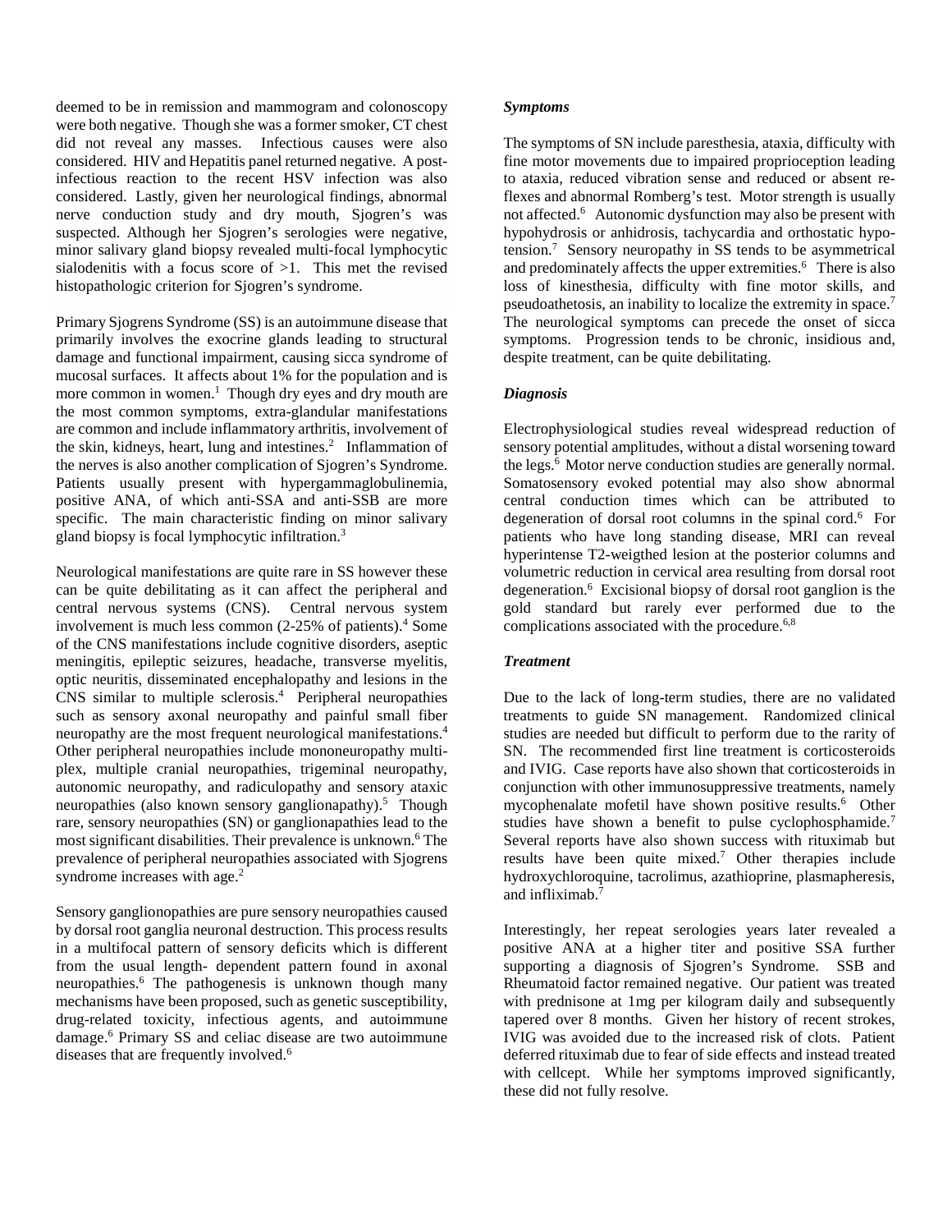deemed to be in remission and mammogram and colonoscopy were both negative. Though she was a former smoker, CT chest did not reveal any masses. Infectious causes were also considered. HIV and Hepatitis panel returned negative. A post-infectious reaction to the recent HSV infection was also considered. Lastly, given her neurological findings, abnormal nerve conduction study and dry mouth, Sjogren's was suspected. Although her Sjogren's serologies were negative, minor salivary gland biopsy revealed multi-focal lymphocytic sialodenitis with a focus score of >1. This met the revised histopathologic criterion for Sjogren's syndrome.

Primary Sjogrens Syndrome (SS) is an autoimmune disease that primarily involves the exocrine glands leading to structural damage and functional impairment, causing sicca syndrome of mucosal surfaces. It affects about 1% for the population and is more common in women.[1] Though dry eyes and dry mouth are the most common symptoms, extra-glandular manifestations are common and include inflammatory arthritis, involvement of the skin, kidneys, heart, lung and intestines.[2] Inflammation of the nerves is also another complication of Sjogren's Syndrome. Patients usually present with hypergammaglobulinemia, positive ANA, of which anti-SSA and anti-SSB are more specific. The main characteristic finding on minor salivary gland biopsy is focal lymphocytic infiltration.[3]

Neurological manifestations are quite rare in SS however these can be quite debilitating as it can affect the peripheral and central nervous systems (CNS). Central nervous system involvement is much less common (2-25% of patients).[4] Some of the CNS manifestations include cognitive disorders, aseptic meningitis, epileptic seizures, headache, transverse myelitis, optic neuritis, disseminated encephalopathy and lesions in the CNS similar to multiple sclerosis.[4] Peripheral neuropathies such as sensory axonal neuropathy and painful small fiber neuropathy are the most frequent neurological manifestations.[4] Other peripheral neuropathies include mononeuropathy multiplex, multiple cranial neuropathies, trigeminal neuropathy, autonomic neuropathy, and radiculopathy and sensory ataxic neuropathies (also known sensory ganglionapathy).[5] Though rare, sensory neuropathies (SN) or ganglionapathies lead to the most significant disabilities. Their prevalence is unknown.[6] The prevalence of peripheral neuropathies associated with Sjogrens syndrome increases with age.[2]

Sensory ganglionopathies are pure sensory neuropathies caused by dorsal root ganglia neuronal destruction. This process results in a multifocal pattern of sensory deficits which is different from the usual length- dependent pattern found in axonal neuropathies.[6] The pathogenesis is unknown though many mechanisms have been proposed, such as genetic susceptibility, drug-related toxicity, infectious agents, and autoimmune damage.[6] Primary SS and celiac disease are two autoimmune diseases that are frequently involved.[6]

### *Symptoms*

The symptoms of SN include paresthesia, ataxia, difficulty with fine motor movements due to impaired proprioception leading to ataxia, reduced vibration sense and reduced or absent reflexes and abnormal Romberg's test. Motor strength is usually not affected.[6] Autonomic dysfunction may also be present with hypohydrosis or anhidrosis, tachycardia and orthostatic hypotension.[7] Sensory neuropathy in SS tends to be asymmetrical and predominately affects the upper extremities.[6] There is also loss of kinesthesia, difficulty with fine motor skills, and pseudoathetosis, an inability to localize the extremity in space.[7] The neurological symptoms can precede the onset of sicca symptoms. Progression tends to be chronic, insidious and, despite treatment, can be quite debilitating.

### *Diagnosis*

Electrophysiological studies reveal widespread reduction of sensory potential amplitudes, without a distal worsening toward the legs.[6] Motor nerve conduction studies are generally normal. Somatosensory evoked potential may also show abnormal central conduction times which can be attributed to degeneration of dorsal root columns in the spinal cord.[6] For patients who have long standing disease, MRI can reveal hyperintense T2-weigthed lesion at the posterior columns and volumetric reduction in cervical area resulting from dorsal root degeneration.[6] Excisional biopsy of dorsal root ganglion is the gold standard but rarely ever performed due to the complications associated with the procedure.[6,8]

### *Treatment*

Due to the lack of long-term studies, there are no validated treatments to guide SN management. Randomized clinical studies are needed but difficult to perform due to the rarity of SN. The recommended first line treatment is corticosteroids and IVIG. Case reports have also shown that corticosteroids in conjunction with other immunosuppressive treatments, namely mycophenalate mofetil have shown positive results.[6] Other studies have shown a benefit to pulse cyclophosphamide.[7] Several reports have also shown success with rituximab but results have been quite mixed.[7] Other therapies include hydroxychloroquine, tacrolimus, azathioprine, plasmapheresis, and infliximab.[7]

Interestingly, her repeat serologies years later revealed a positive ANA at a higher titer and positive SSA further supporting a diagnosis of Sjogren's Syndrome. SSB and Rheumatoid factor remained negative. Our patient was treated with prednisone at 1mg per kilogram daily and subsequently tapered over 8 months. Given her history of recent strokes, IVIG was avoided due to the increased risk of clots. Patient deferred rituximab due to fear of side effects and instead treated with cellcept. While her symptoms improved significantly, these did not fully resolve.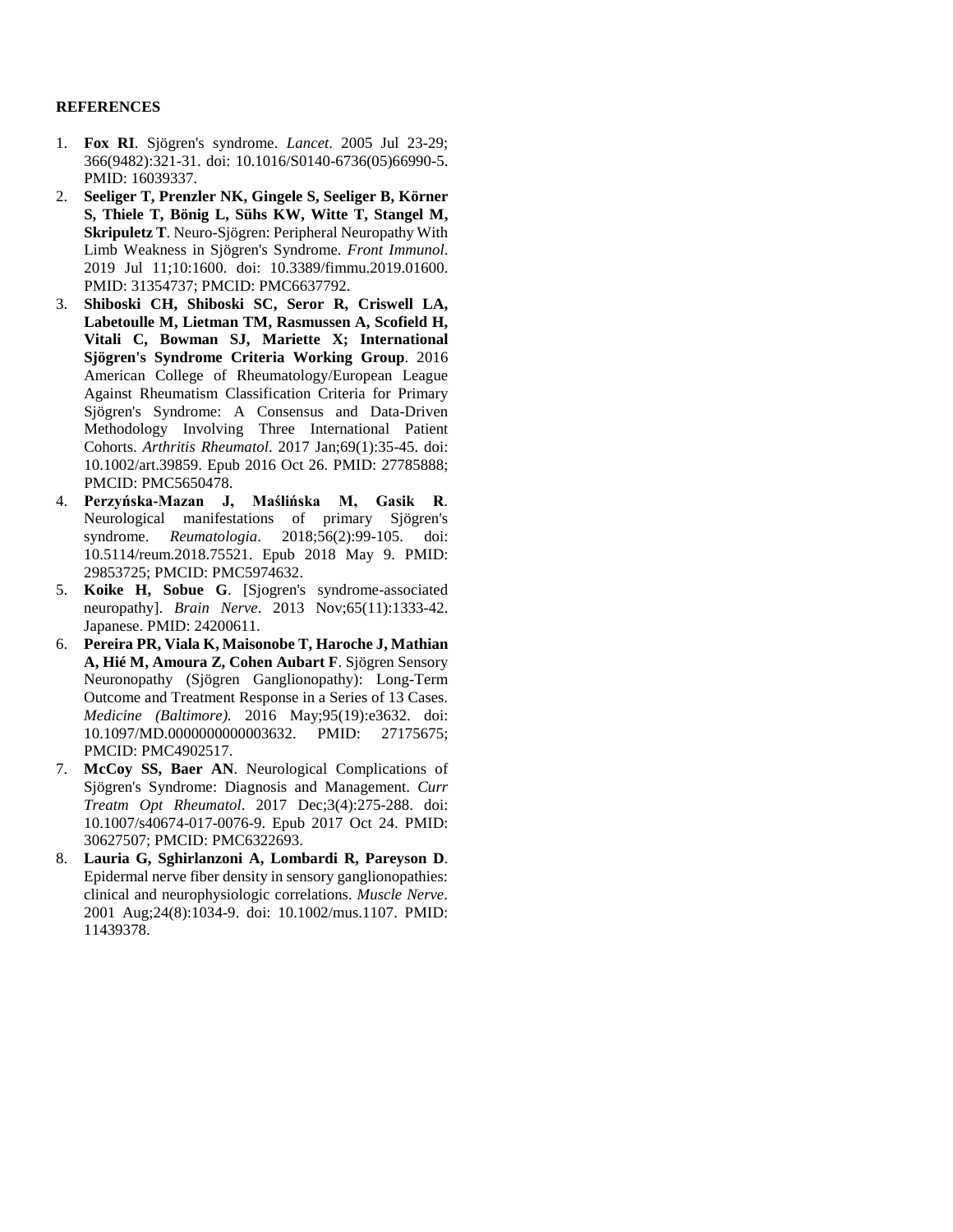**REFERENCES**

1. **Fox RI**. Sjögren's syndrome. *Lancet*. 2005 Jul 23-29; 366(9482):321-31. doi: 10.1016/S0140-6736(05)66990-5. PMID: 16039337.
2. **Seeliger T, Prenzler NK, Gingele S, Seeliger B, Körner S, Thiele T, Bönig L, Sühs KW, Witte T, Stangel M, Skripuletz T**. Neuro-Sjögren: Peripheral Neuropathy With Limb Weakness in Sjögren's Syndrome. *Front Immunol*. 2019 Jul 11;10:1600. doi: 10.3389/fimmu.2019.01600. PMID: 31354737; PMCID: PMC6637792.
3. **Shiboski CH, Shiboski SC, Seror R, Criswell LA, Labetoulle M, Lietman TM, Rasmussen A, Scofield H, Vitali C, Bowman SJ, Mariette X; International Sjögren's Syndrome Criteria Working Group**. 2016 American College of Rheumatology/European League Against Rheumatism Classification Criteria for Primary Sjögren's Syndrome: A Consensus and Data-Driven Methodology Involving Three International Patient Cohorts. *Arthritis Rheumatol*. 2017 Jan;69(1):35-45. doi: 10.1002/art.39859. Epub 2016 Oct 26. PMID: 27785888; PMCID: PMC5650478.
4. **Perzyńska-Mazan J, Maślińska M, Gasik R**. Neurological manifestations of primary Sjögren's syndrome. *Reumatologia*. 2018;56(2):99-105. doi: 10.5114/reum.2018.75521. Epub 2018 May 9. PMID: 29853725; PMCID: PMC5974632.
5. **Koike H, Sobue G**. [Sjogren's syndrome-associated neuropathy]. *Brain Nerve*. 2013 Nov;65(11):1333-42. Japanese. PMID: 24200611.
6. **Pereira PR, Viala K, Maisonobe T, Haroche J, Mathian A, Hié M, Amoura Z, Cohen Aubart F**. Sjögren Sensory Neuronopathy (Sjögren Ganglionopathy): Long-Term Outcome and Treatment Response in a Series of 13 Cases. *Medicine (Baltimore).* 2016 May;95(19):e3632. doi: 10.1097/MD.0000000000003632. PMID: 27175675; PMCID: PMC4902517.
7. **McCoy SS, Baer AN**. Neurological Complications of Sjögren's Syndrome: Diagnosis and Management. *Curr Treatm Opt Rheumatol*. 2017 Dec;3(4):275-288. doi: 10.1007/s40674-017-0076-9. Epub 2017 Oct 24. PMID: 30627507; PMCID: PMC6322693.
8. **Lauria G, Sghirlanzoni A, Lombardi R, Pareyson D**. Epidermal nerve fiber density in sensory ganglionopathies: clinical and neurophysiologic correlations. *Muscle Nerve*. 2001 Aug;24(8):1034-9. doi: 10.1002/mus.1107. PMID: 11439378.